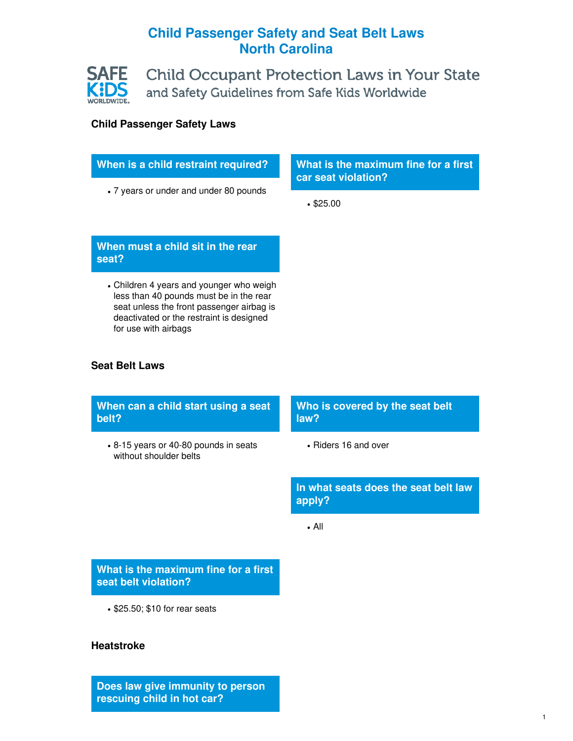# Child Passenger Safety and Seat Belt Laws
# North Carolina

SAFE KIDS WORLDWIDE

Child Occupant Protection Laws in Your State
and Safety Guidelines from Safe Kids Worldwide

## Child Passenger Safety Laws

### When is a child restraint required?

- 7 years or under and under 80 pounds

### What is the maximum fine for a first car seat violation?

- $25.00

### When must a child sit in the rear seat?

- Children 4 years and younger who weigh less than 40 pounds must be in the rear seat unless the front passenger airbag is deactivated or the restraint is designed for use with airbags

## Seat Belt Laws

### When can a child start using a seat belt?

- 8-15 years or 40-80 pounds in seats without shoulder belts

### Who is covered by the seat belt law?

- Riders 16 and over

### In what seats does the seat belt law apply?

- All

### What is the maximum fine for a first seat belt violation?

- $25.50; $10 for rear seats

## Heatstroke

### Does law give immunity to person rescuing child in hot car?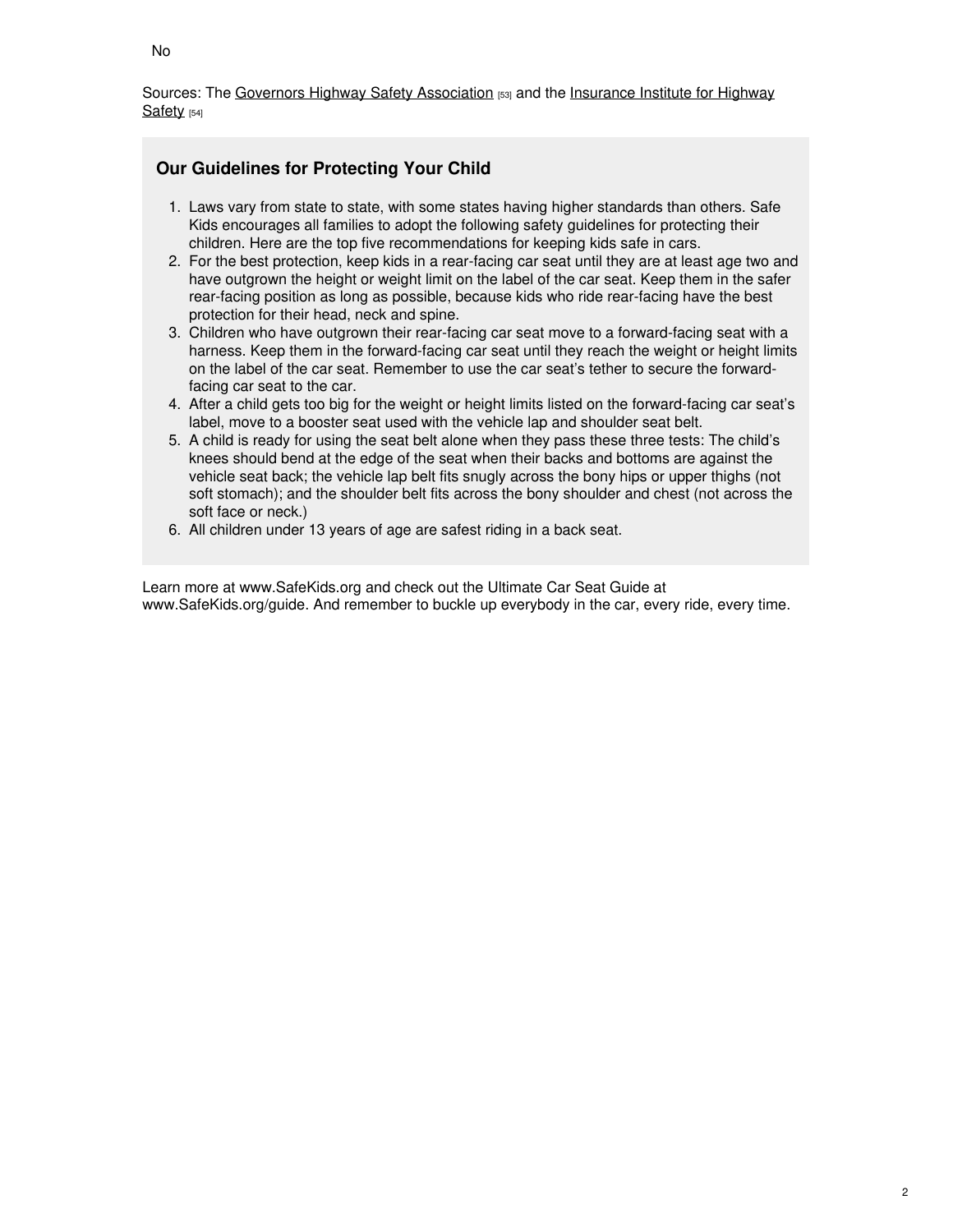No

Sources: The Governors Highway Safety Association [53] and the Insurance Institute for Highway Safety [54]

## Our Guidelines for Protecting Your Child

1. Laws vary from state to state, with some states having higher standards than others. Safe Kids encourages all families to adopt the following safety guidelines for protecting their children. Here are the top five recommendations for keeping kids safe in cars.
2. For the best protection, keep kids in a rear-facing car seat until they are at least age two and have outgrown the height or weight limit on the label of the car seat. Keep them in the safer rear-facing position as long as possible, because kids who ride rear-facing have the best protection for their head, neck and spine.
3. Children who have outgrown their rear-facing car seat move to a forward-facing seat with a harness. Keep them in the forward-facing car seat until they reach the weight or height limits on the label of the car seat. Remember to use the car seat's tether to secure the forward-facing car seat to the car.
4. After a child gets too big for the weight or height limits listed on the forward-facing car seat's label, move to a booster seat used with the vehicle lap and shoulder seat belt.
5. A child is ready for using the seat belt alone when they pass these three tests: The child's knees should bend at the edge of the seat when their backs and bottoms are against the vehicle seat back; the vehicle lap belt fits snugly across the bony hips or upper thighs (not soft stomach); and the shoulder belt fits across the bony shoulder and chest (not across the soft face or neck.)
6. All children under 13 years of age are safest riding in a back seat.

Learn more at www.SafeKids.org and check out the Ultimate Car Seat Guide at www.SafeKids.org/guide. And remember to buckle up everybody in the car, every ride, every time.